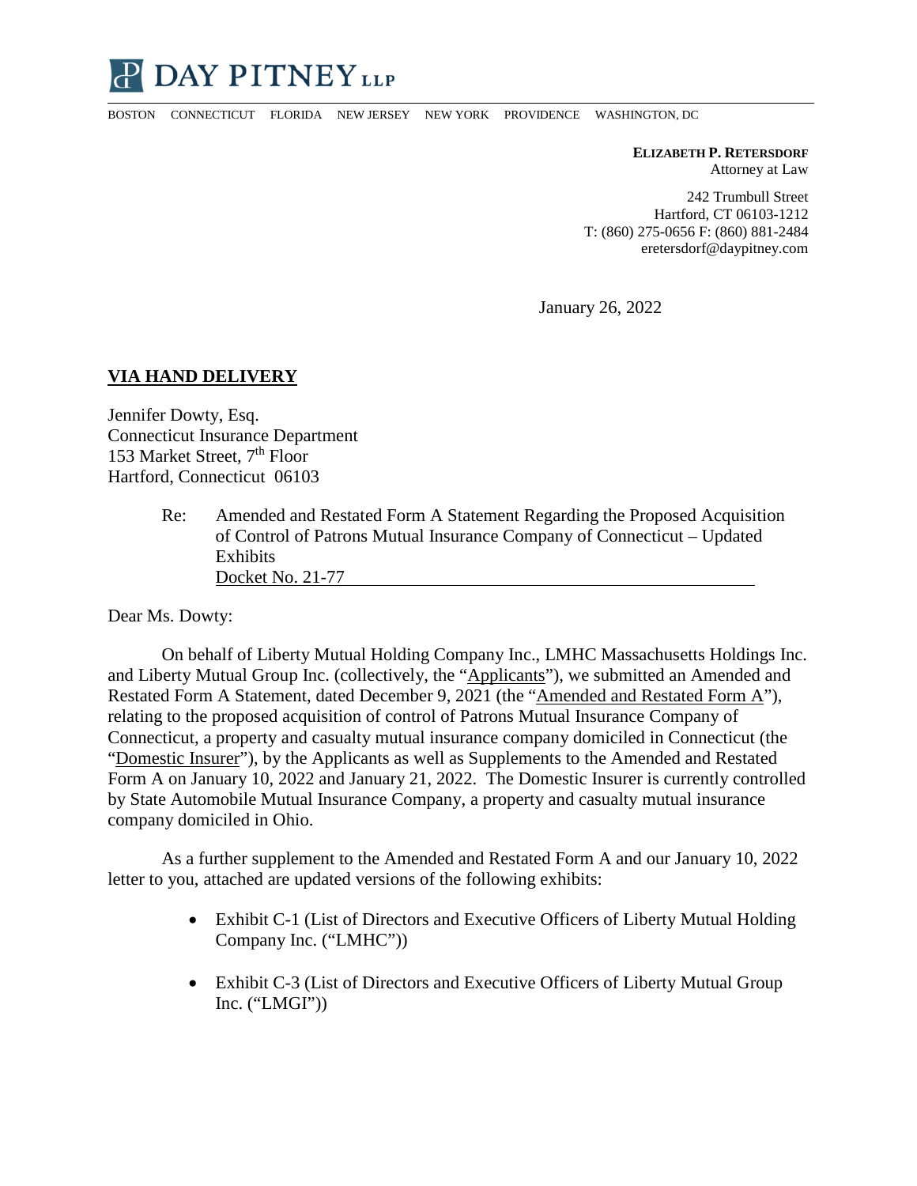# DAY PITNEY LLP

BOSTON CONNECTICUT FLORIDA NEW JERSEY NEW YORK PROVIDENCE WASHINGTON, DC

**ELIZABETH P. RETERSDORF**
Attorney at Law

242 Trumbull Street
Hartford, CT 06103-1212
T: (860) 275-0656 F: (860) 881-2484
eretersdorf@daypitney.com

January 26, 2022

**VIA HAND DELIVERY**

Jennifer Dowty, Esq.
Connecticut Insurance Department
153 Market Street, 7th Floor
Hartford, Connecticut 06103

Re: Amended and Restated Form A Statement Regarding the Proposed Acquisition of Control of Patrons Mutual Insurance Company of Connecticut – Updated Exhibits
Docket No. 21-77

Dear Ms. Dowty:

On behalf of Liberty Mutual Holding Company Inc., LMHC Massachusetts Holdings Inc. and Liberty Mutual Group Inc. (collectively, the "Applicants"), we submitted an Amended and Restated Form A Statement, dated December 9, 2021 (the "Amended and Restated Form A"), relating to the proposed acquisition of control of Patrons Mutual Insurance Company of Connecticut, a property and casualty mutual insurance company domiciled in Connecticut (the "Domestic Insurer"), by the Applicants as well as Supplements to the Amended and Restated Form A on January 10, 2022 and January 21, 2022. The Domestic Insurer is currently controlled by State Automobile Mutual Insurance Company, a property and casualty mutual insurance company domiciled in Ohio.

As a further supplement to the Amended and Restated Form A and our January 10, 2022 letter to you, attached are updated versions of the following exhibits:

- Exhibit C-1 (List of Directors and Executive Officers of Liberty Mutual Holding Company Inc. ("LMHC"))
- Exhibit C-3 (List of Directors and Executive Officers of Liberty Mutual Group Inc. ("LMGI"))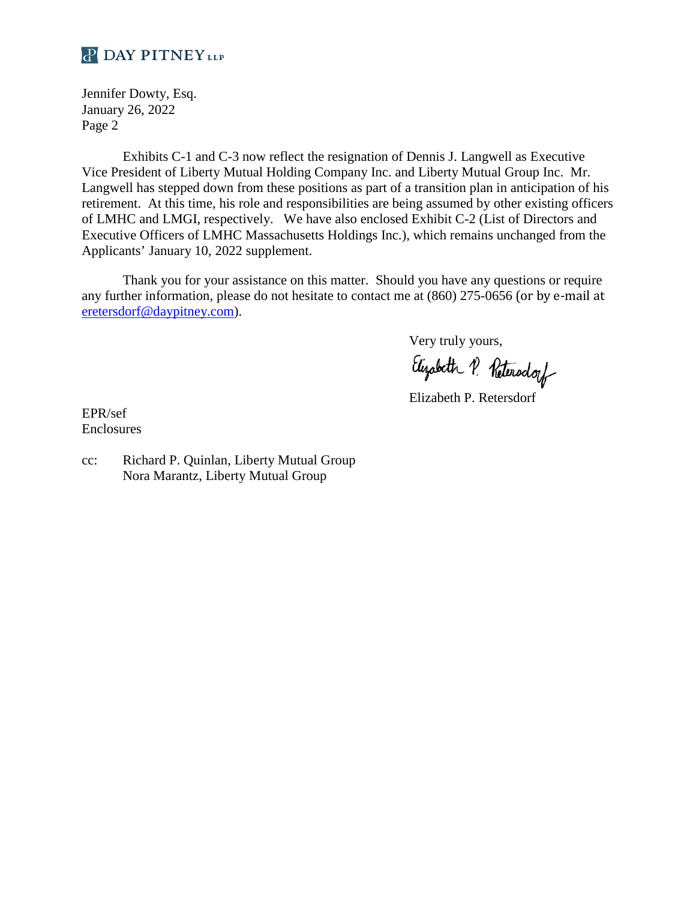Jennifer Dowty, Esq.
January 26, 2022

Exhibits C-1 and C-3 now reflect the resignation of Dennis J. Langwell as Executive Vice President of Liberty Mutual Holding Company Inc. and Liberty Mutual Group Inc. Mr. Langwell has stepped down from these positions as part of a transition plan in anticipation of his retirement. At this time, his role and responsibilities are being assumed by other existing officers of LMHC and LMGI, respectively. We have also enclosed Exhibit C-2 (List of Directors and Executive Officers of LMHC Massachusetts Holdings Inc.), which remains unchanged from the Applicants' January 10, 2022 supplement.

Thank you for your assistance on this matter. Should you have any questions or require any further information, please do not hesitate to contact me at (860) 275-0656 (or by e-mail at eretersdorf@daypitney.com).

Very truly yours,

Elizabeth P. Retersdorf

Elizabeth P. Retersdorf

EPR/sef
Enclosures

cc: Richard P. Quinlan, Liberty Mutual Group
Nora Marantz, Liberty Mutual Group